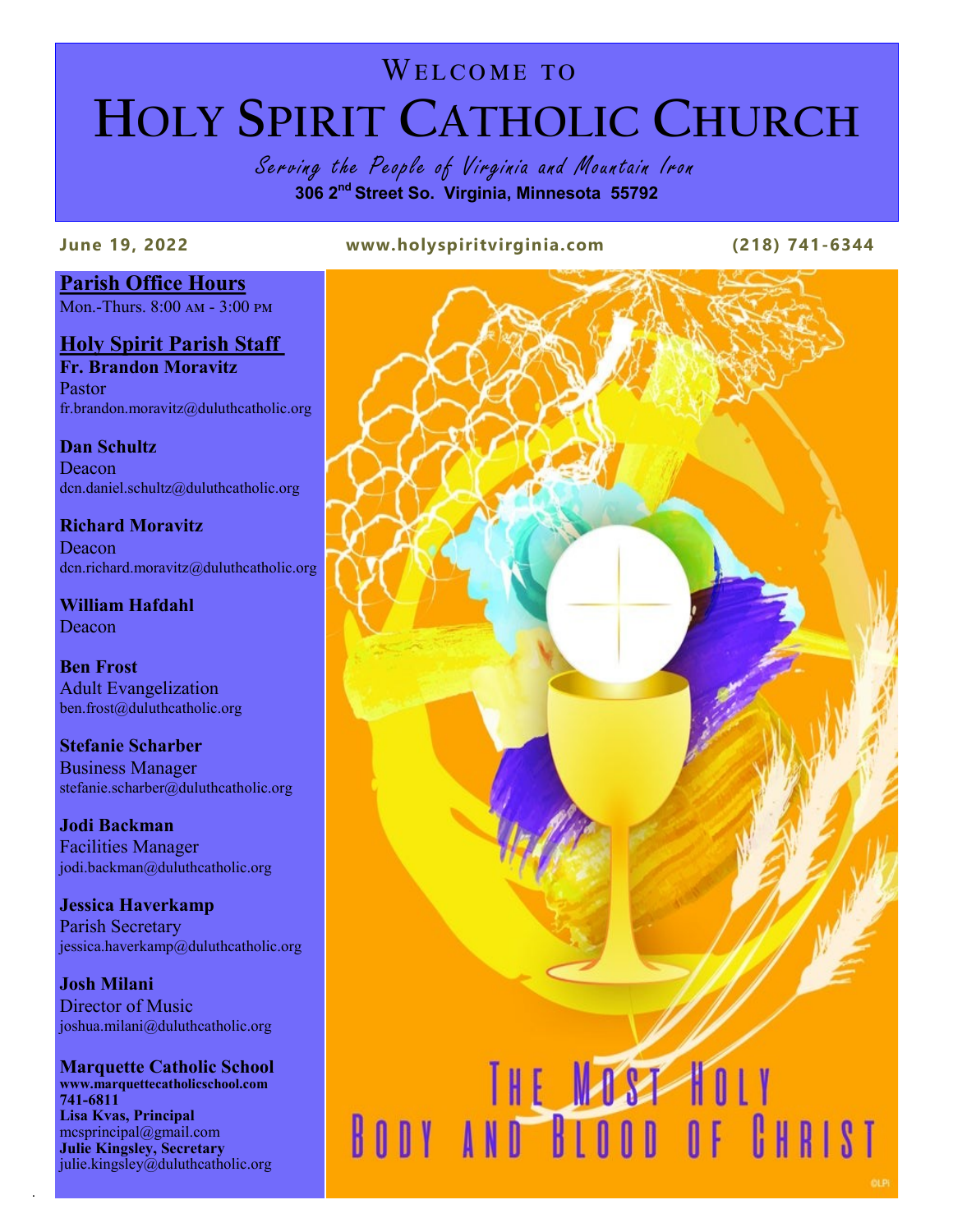# Welcome to
# Holy Spirit Catholic Church

*Serving the People of Virginia and Mountain Iron*

**306 2nd Street So. Virginia, Minnesota 55792**

**June 19, 2022** **www.holyspiritvirginia.com** **(218) 741-6344**

## Parish Office Hours

Mon.-Thurs. 8:00 AM - 3:00 PM

## Holy Spirit Parish Staff

**Fr. Brandon Moravitz**
Pastor
fr.brandon.moravitz@duluthcatholic.org

**Dan Schultz**
Deacon
dcn.daniel.schultz@duluthcatholic.org

**Richard Moravitz**
Deacon
dcn.richard.moravitz@duluthcatholic.org

**William Hafdahl**
Deacon

**Ben Frost**
Adult Evangelization
ben.frost@duluthcatholic.org

**Stefanie Scharber**
Business Manager
stefanie.scharber@duluthcatholic.org

**Jodi Backman**
Facilities Manager
jodi.backman@duluthcatholic.org

**Jessica Haverkamp**
Parish Secretary
jessica.haverkamp@duluthcatholic.org

**Josh Milani**
Director of Music
joshua.milani@duluthcatholic.org

**Marquette Catholic School**
**www.marquettecatholicschool.com**
**741-6811**
**Lisa Kvas, Principal**
mcsprincipal@gmail.com
**Julie Kingsley, Secretary**
julie.kingsley@duluthcatholic.org

# The Most Holy Body and Blood of Christ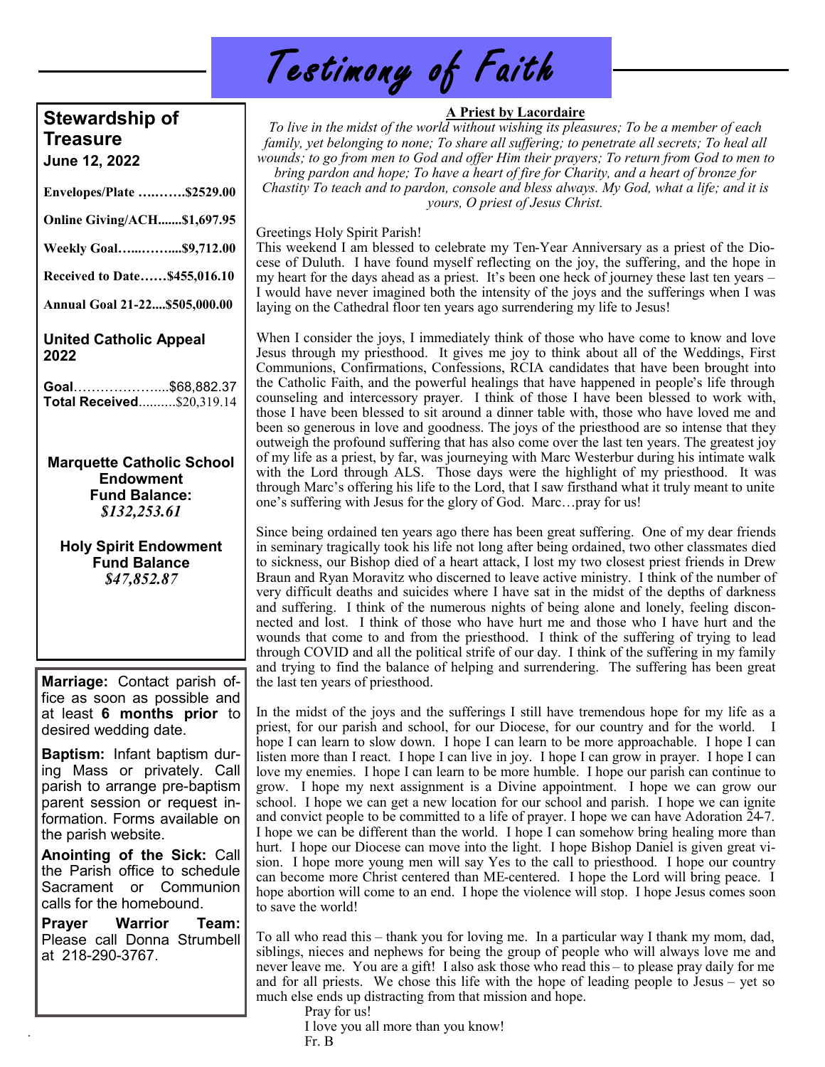# Testimony of Faith

## Stewardship of Treasure

**June 12, 2022**

**Envelopes/Plate ….…….$2529.00**

**Online Giving/ACH.......$1,697.95**

**Weekly Goal…...……....$9,712.00**

**Received to Date……$455,016.10**

**Annual Goal 21-22....$505,000.00**

### United Catholic Appeal 2022

**Goal**………………....$68,882.37
**Total Received**..........$20,319.14

**Marquette Catholic School Endowment Fund Balance:**
***$132,253.61***

**Holy Spirit Endowment Fund Balance**
***$47,852.87***

**Marriage:** Contact parish office as soon as possible and at least **6 months prior** to desired wedding date.

**Baptism:** Infant baptism during Mass or privately. Call parish to arrange pre-baptism parent session or request information. Forms available on the parish website.

**Anointing of the Sick:** Call the Parish office to schedule Sacrament or Communion calls for the homebound.

**Prayer Warrior Team:** Please call Donna Strumbell at 218-290-3767.

**A Priest by Lacordaire**

*To live in the midst of the world without wishing its pleasures; To be a member of each family, yet belonging to none; To share all suffering; to penetrate all secrets; To heal all wounds; to go from men to God and offer Him their prayers; To return from God to men to bring pardon and hope; To have a heart of fire for Charity, and a heart of bronze for Chastity To teach and to pardon, console and bless always. My God, what a life; and it is yours, O priest of Jesus Christ.*

Greetings Holy Spirit Parish!

This weekend I am blessed to celebrate my Ten-Year Anniversary as a priest of the Diocese of Duluth. I have found myself reflecting on the joy, the suffering, and the hope in my heart for the days ahead as a priest. It's been one heck of journey these last ten years – I would have never imagined both the intensity of the joys and the sufferings when I was laying on the Cathedral floor ten years ago surrendering my life to Jesus!

When I consider the joys, I immediately think of those who have come to know and love Jesus through my priesthood. It gives me joy to think about all of the Weddings, First Communions, Confirmations, Confessions, RCIA candidates that have been brought into the Catholic Faith, and the powerful healings that have happened in people's life through counseling and intercessory prayer. I think of those I have been blessed to work with, those I have been blessed to sit around a dinner table with, those who have loved me and been so generous in love and goodness. The joys of the priesthood are so intense that they outweigh the profound suffering that has also come over the last ten years. The greatest joy of my life as a priest, by far, was journeying with Marc Westerbur during his intimate walk with the Lord through ALS. Those days were the highlight of my priesthood. It was through Marc's offering his life to the Lord, that I saw firsthand what it truly meant to unite one's suffering with Jesus for the glory of God. Marc…pray for us!

Since being ordained ten years ago there has been great suffering. One of my dear friends in seminary tragically took his life not long after being ordained, two other classmates died to sickness, our Bishop died of a heart attack, I lost my two closest priest friends in Drew Braun and Ryan Moravitz who discerned to leave active ministry. I think of the number of very difficult deaths and suicides where I have sat in the midst of the depths of darkness and suffering. I think of the numerous nights of being alone and lonely, feeling disconnected and lost. I think of those who have hurt me and those who I have hurt and the wounds that come to and from the priesthood. I think of the suffering of trying to lead through COVID and all the political strife of our day. I think of the suffering in my family and trying to find the balance of helping and surrendering. The suffering has been great the last ten years of priesthood.

In the midst of the joys and the sufferings I still have tremendous hope for my life as a priest, for our parish and school, for our Diocese, for our country and for the world. I hope I can learn to slow down. I hope I can learn to be more approachable. I hope I can listen more than I react. I hope I can live in joy. I hope I can grow in prayer. I hope I can love my enemies. I hope I can learn to be more humble. I hope our parish can continue to grow. I hope my next assignment is a Divine appointment. I hope we can grow our school. I hope we can get a new location for our school and parish. I hope we can ignite and convict people to be committed to a life of prayer. I hope we can have Adoration 24-7. I hope we can be different than the world. I hope I can somehow bring healing more than hurt. I hope our Diocese can move into the light. I hope Bishop Daniel is given great vision. I hope more young men will say Yes to the call to priesthood. I hope our country can become more Christ centered than ME-centered. I hope the Lord will bring peace. I hope abortion will come to an end. I hope the violence will stop. I hope Jesus comes soon to save the world!

To all who read this – thank you for loving me. In a particular way I thank my mom, dad, siblings, nieces and nephews for being the group of people who will always love me and never leave me. You are a gift! I also ask those who read this – to please pray daily for me and for all priests. We chose this life with the hope of leading people to Jesus – yet so much else ends up distracting from that mission and hope.

Pray for us!
I love you all more than you know!
Fr. B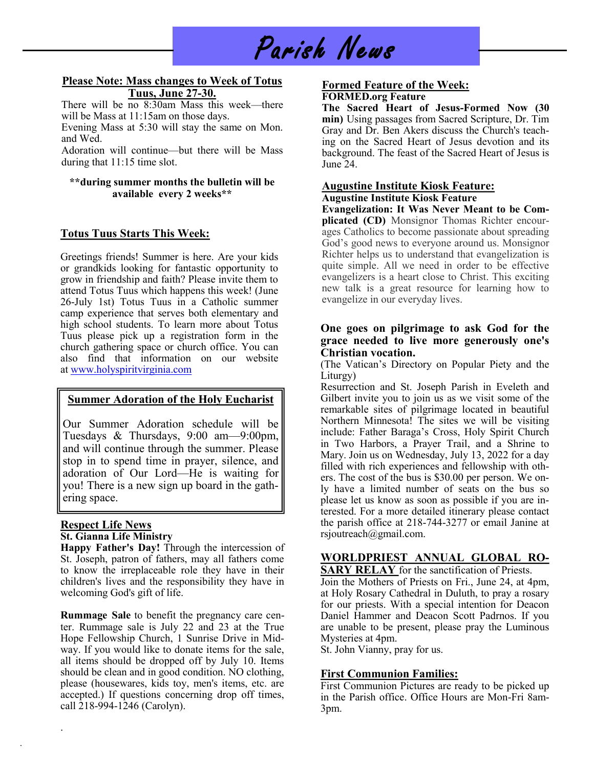# Parish News

## Please Note: Mass changes to Week of Totus Tuus, June 27-30.

There will be no 8:30am Mass this week—there will be Mass at 11:15am on those days.

Evening Mass at 5:30 will stay the same on Mon. and Wed.

Adoration will continue—but there will be Mass during that 11:15 time slot.

**\*\*during summer months the bulletin will be available every 2 weeks\*\***

## Totus Tuus Starts This Week:

Greetings friends! Summer is here. Are your kids or grandkids looking for fantastic opportunity to grow in friendship and faith? Please invite them to attend Totus Tuus which happens this week! (June 26-July 1st) Totus Tuus in a Catholic summer camp experience that serves both elementary and high school students. To learn more about Totus Tuus please pick up a registration form in the church gathering space or church office. You can also find that information on our website at www.holyspiritvirginia.com

## Summer Adoration of the Holy Eucharist

Our Summer Adoration schedule will be Tuesdays & Thursdays, 9:00 am—9:00pm, and will continue through the summer. Please stop in to spend time in prayer, silence, and adoration of Our Lord—He is waiting for you! There is a new sign up board in the gathering space.

## Respect Life News

**St. Gianna Life Ministry**

**Happy Father's Day!** Through the intercession of St. Joseph, patron of fathers, may all fathers come to know the irreplaceable role they have in their children's lives and the responsibility they have in welcoming God's gift of life.

**Rummage Sale** to benefit the pregnancy care center. Rummage sale is July 22 and 23 at the True Hope Fellowship Church, 1 Sunrise Drive in Midway. If you would like to donate items for the sale, all items should be dropped off by July 10. Items should be clean and in good condition. NO clothing, please (housewares, kids toy, men's items, etc. are accepted.) If questions concerning drop off times, call 218-994-1246 (Carolyn).

## Formed Feature of the Week:

**FORMED.org Feature**

**The Sacred Heart of Jesus-Formed Now (30 min)** Using passages from Sacred Scripture, Dr. Tim Gray and Dr. Ben Akers discuss the Church's teaching on the Sacred Heart of Jesus devotion and its background. The feast of the Sacred Heart of Jesus is June 24.

## Augustine Institute Kiosk Feature:

**Augustine Institute Kiosk Feature**

**Evangelization: It Was Never Meant to be Complicated (CD)** Monsignor Thomas Richter encourages Catholics to become passionate about spreading God's good news to everyone around us. Monsignor Richter helps us to understand that evangelization is quite simple. All we need in order to be effective evangelizers is a heart close to Christ. This exciting new talk is a great resource for learning how to evangelize in our everyday lives.

**One goes on pilgrimage to ask God for the grace needed to live more generously one's Christian vocation.**

(The Vatican's Directory on Popular Piety and the Liturgy)

Resurrection and St. Joseph Parish in Eveleth and Gilbert invite you to join us as we visit some of the remarkable sites of pilgrimage located in beautiful Northern Minnesota! The sites we will be visiting include: Father Baraga's Cross, Holy Spirit Church in Two Harbors, a Prayer Trail, and a Shrine to Mary. Join us on Wednesday, July 13, 2022 for a day filled with rich experiences and fellowship with others. The cost of the bus is $30.00 per person. We only have a limited number of seats on the bus so please let us know as soon as possible if you are interested. For a more detailed itinerary please contact the parish office at 218-744-3277 or email Janine at rsjoutreach@gmail.com.

## WORLDPRIEST ANNUAL GLOBAL ROSARY RELAY for the sanctification of Priests.

Join the Mothers of Priests on Fri., June 24, at 4pm, at Holy Rosary Cathedral in Duluth, to pray a rosary for our priests. With a special intention for Deacon Daniel Hammer and Deacon Scott Padrnos. If you are unable to be present, please pray the Luminous Mysteries at 4pm.

St. John Vianny, pray for us.

## First Communion Families:

First Communion Pictures are ready to be picked up in the Parish office. Office Hours are Mon-Fri 8am-3pm.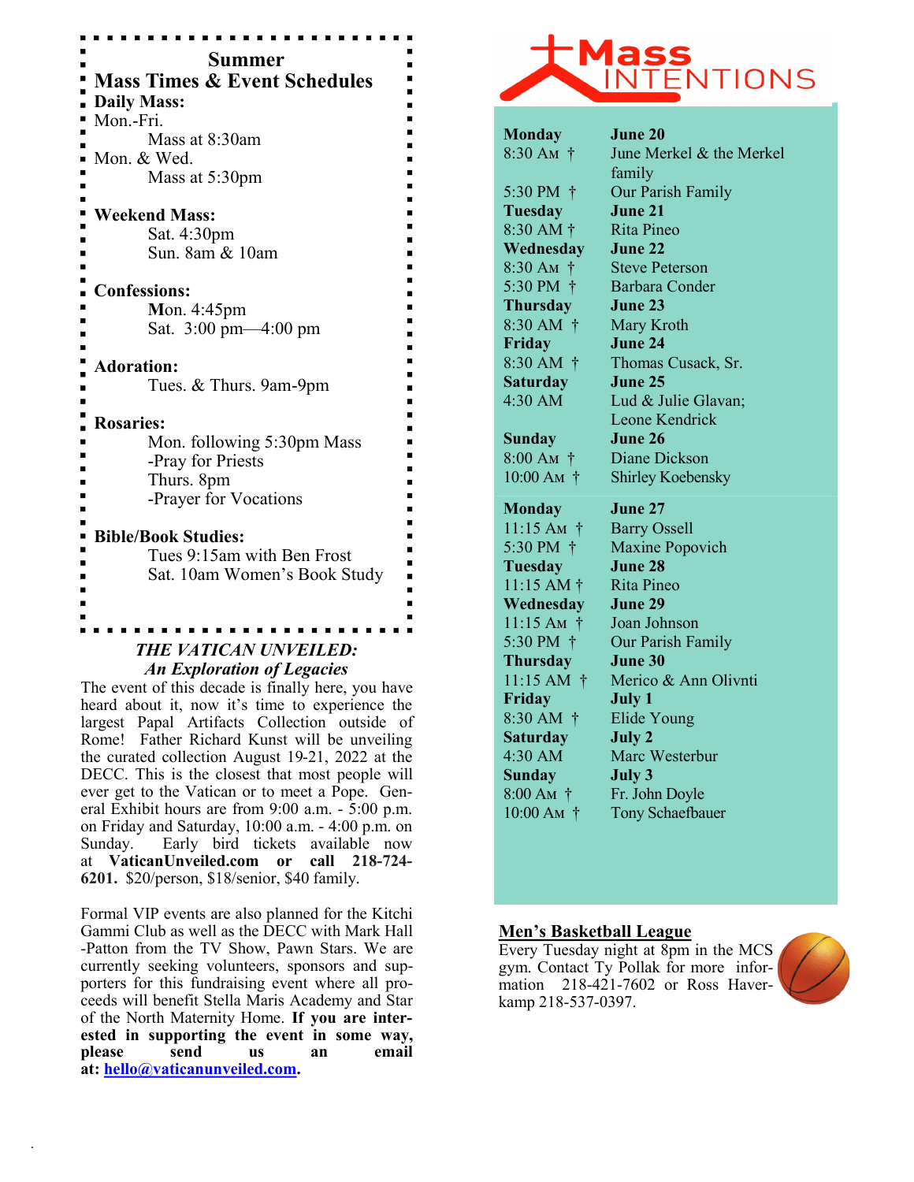## Summer
## Mass Times & Event Schedules

**Daily Mass:**

Mon.-Fri.
Mass at 8:30am
Mon. & Wed.
Mass at 5:30pm

**Weekend Mass:**

Sat. 4:30pm
Sun. 8am & 10am

**Confessions:**

Mon. 4:45pm
Sat. 3:00 pm—4:00 pm

**Adoration:**

Tues. & Thurs. 9am-9pm

**Rosaries:**

Mon. following 5:30pm Mass
-Pray for Priests
Thurs. 8pm
-Prayer for Vocations

**Bible/Book Studies:**

Tues 9:15am with Ben Frost
Sat. 10am Women's Book Study

### *THE VATICAN UNVEILED:*
### *An Exploration of Legacies*

The event of this decade is finally here, you have heard about it, now it's time to experience the largest Papal Artifacts Collection outside of Rome! Father Richard Kunst will be unveiling the curated collection August 19-21, 2022 at the DECC. This is the closest that most people will ever get to the Vatican or to meet a Pope. General Exhibit hours are from 9:00 a.m. - 5:00 p.m. on Friday and Saturday, 10:00 a.m. - 4:00 p.m. on Sunday. Early bird tickets available now at **VaticanUnveiled.com or call 218-724-6201.** $20/person, $18/senior, $40 family.

Formal VIP events are also planned for the Kitchi Gammi Club as well as the DECC with Mark Hall-Patton from the TV Show, Pawn Stars. We are currently seeking volunteers, sponsors and supporters for this fundraising event where all proceeds will benefit Stella Maris Academy and Star of the North Maternity Home. **If you are interested in supporting the event in some way, please send us an email at: hello@vaticanunveiled.com.**

## Mass INTENTIONS

| | |
|---|---|
| **Monday** | **June 20** |
| 8:30 AM † | June Merkel & the Merkel family |
| 5:30 PM † | Our Parish Family |
| **Tuesday** | **June 21** |
| 8:30 AM † | Rita Pineo |
| **Wednesday** | **June 22** |
| 8:30 AM † | Steve Peterson |
| 5:30 PM † | Barbara Conder |
| **Thursday** | **June 23** |
| 8:30 AM † | Mary Kroth |
| **Friday** | **June 24** |
| 8:30 AM † | Thomas Cusack, Sr. |
| **Saturday** | **June 25** |
| 4:30 AM | Lud & Julie Glavan; Leone Kendrick |
| **Sunday** | **June 26** |
| 8:00 AM † | Diane Dickson |
| 10:00 AM † | Shirley Koebensky |
| **Monday** | **June 27** |
| 11:15 AM † | Barry Ossell |
| 5:30 PM † | Maxine Popovich |
| **Tuesday** | **June 28** |
| 11:15 AM † | Rita Pineo |
| **Wednesday** | **June 29** |
| 11:15 AM † | Joan Johnson |
| 5:30 PM † | Our Parish Family |
| **Thursday** | **June 30** |
| 11:15 AM † | Merico & Ann Olivnti |
| **Friday** | **July 1** |
| 8:30 AM † | Elide Young |
| **Saturday** | **July 2** |
| 4:30 AM | Marc Westerbur |
| **Sunday** | **July 3** |
| 8:00 AM † | Fr. John Doyle |
| 10:00 AM † | Tony Schaefbauer |

### Men's Basketball League

Every Tuesday night at 8pm in the MCS gym. Contact Ty Pollak for more information 218-421-7602 or Ross Haverkamp 218-537-0397.